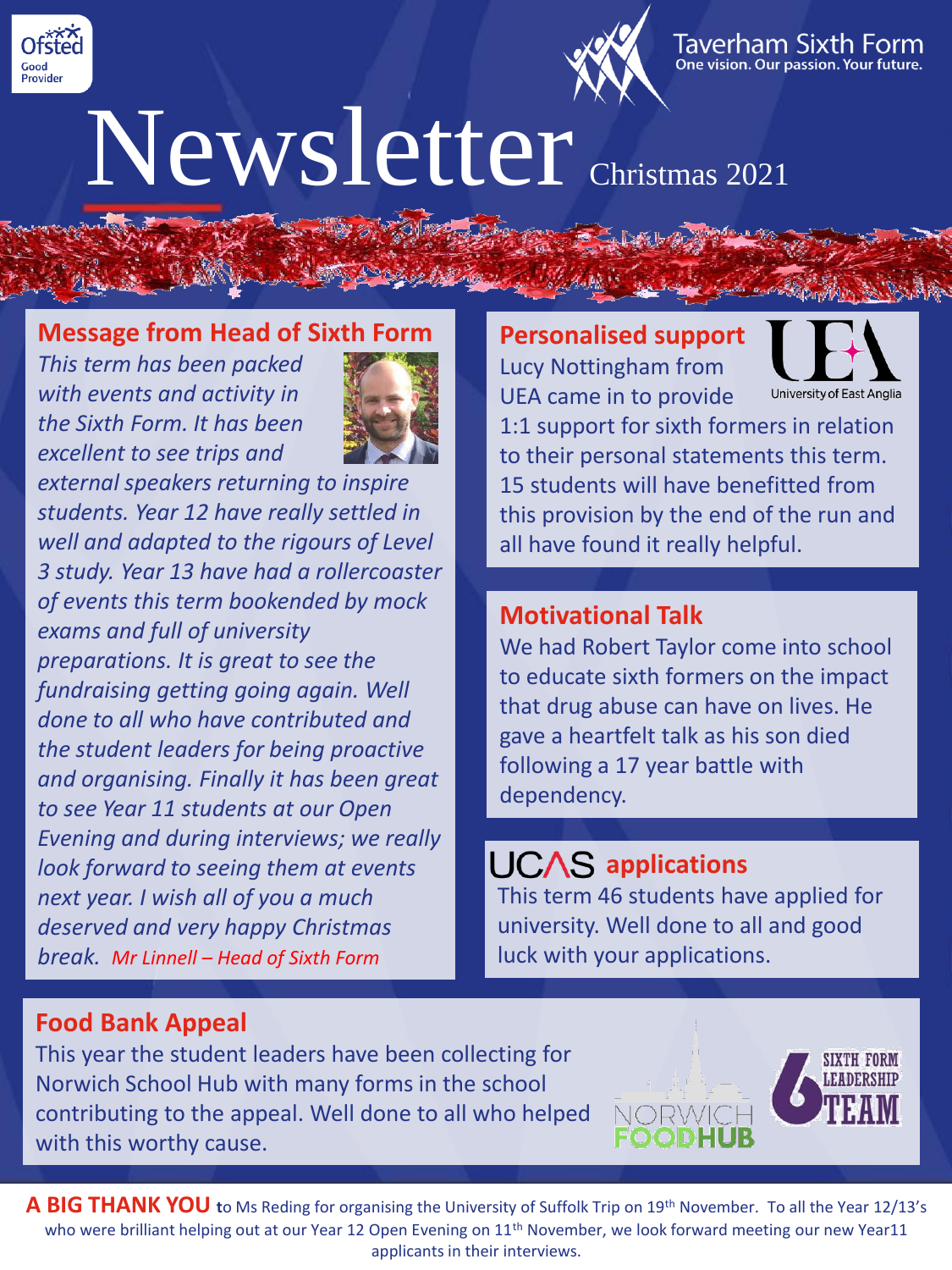Ofsted Good Provider

Taverham Sixth Form
One vision. Our passion. Your future.

# Newsletter Christmas 2021

## Message from Head of Sixth Form

*This term has been packed with events and activity in the Sixth Form. It has been excellent to see trips and external speakers returning to inspire students. Year 12 have really settled in well and adapted to the rigours of Level 3 study. Year 13 have had a rollercoaster of events this term bookended by mock exams and full of university preparations. It is great to see the fundraising getting going again. Well done to all who have contributed and the student leaders for being proactive and organising. Finally it has been great to see Year 11 students at our Open Evening and during interviews; we really look forward to seeing them at events next year. I wish all of you a much deserved and very happy Christmas break.* *Mr Linnell – Head of Sixth Form*

## Personalised support

UEA – University of East Anglia

Lucy Nottingham from UEA came in to provide 1:1 support for sixth formers in relation to their personal statements this term. 15 students will have benefitted from this provision by the end of the run and all have found it really helpful.

## Motivational Talk

We had Robert Taylor come into school to educate sixth formers on the impact that drug abuse can have on lives. He gave a heartfelt talk as his son died following a 17 year battle with dependency.

## UCAS applications

This term 46 students have applied for university. Well done to all and good luck with your applications.

## Food Bank Appeal

This year the student leaders have been collecting for Norwich School Hub with many forms in the school contributing to the appeal. Well done to all who helped with this worthy cause.

Norwich FoodHub | Sixth Form Leadership Team

**A BIG THANK YOU** to Ms Reding for organising the University of Suffolk Trip on 19th November. To all the Year 12/13's who were brilliant helping out at our Year 12 Open Evening on 11th November, we look forward meeting our new Year11 applicants in their interviews.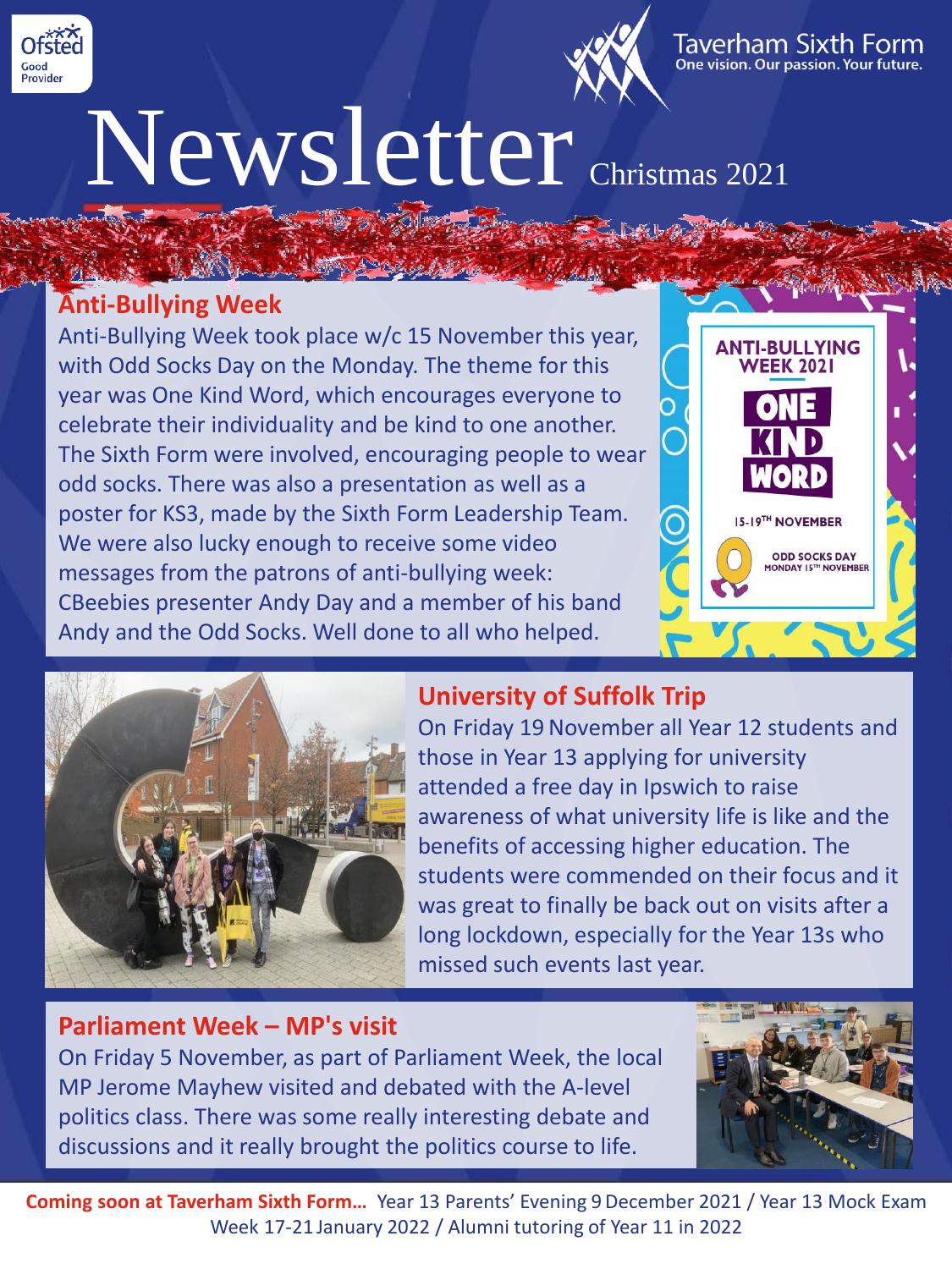Ofsted Good Provider

Taverham Sixth Form
One vision. Our passion. Your future.

# Newsletter Christmas 2021

## Anti-Bullying Week

Anti-Bullying Week took place w/c 15 November this year, with Odd Socks Day on the Monday. The theme for this year was One Kind Word, which encourages everyone to celebrate their individuality and be kind to one another. The Sixth Form were involved, encouraging people to wear odd socks. There was also a presentation as well as a poster for KS3, made by the Sixth Form Leadership Team. We were also lucky enough to receive some video messages from the patrons of anti-bullying week: CBeebies presenter Andy Day and a member of his band Andy and the Odd Socks. Well done to all who helped.

ANTI-BULLYING WEEK 2021
ONE KIND WORD
15-19TH NOVEMBER
ODD SOCKS DAY
MONDAY 15TH NOVEMBER

## University of Suffolk Trip

On Friday 19 November all Year 12 students and those in Year 13 applying for university attended a free day in Ipswich to raise awareness of what university life is like and the benefits of accessing higher education. The students were commended on their focus and it was great to finally be back out on visits after a long lockdown, especially for the Year 13s who missed such events last year.

## Parliament Week – MP's visit

On Friday 5 November, as part of Parliament Week, the local MP Jerome Mayhew visited and debated with the A-level politics class. There was some really interesting debate and discussions and it really brought the politics course to life.

**Coming soon at Taverham Sixth Form…** Year 13 Parents' Evening 9 December 2021 / Year 13 Mock Exam Week 17-21 January 2022 / Alumni tutoring of Year 11 in 2022